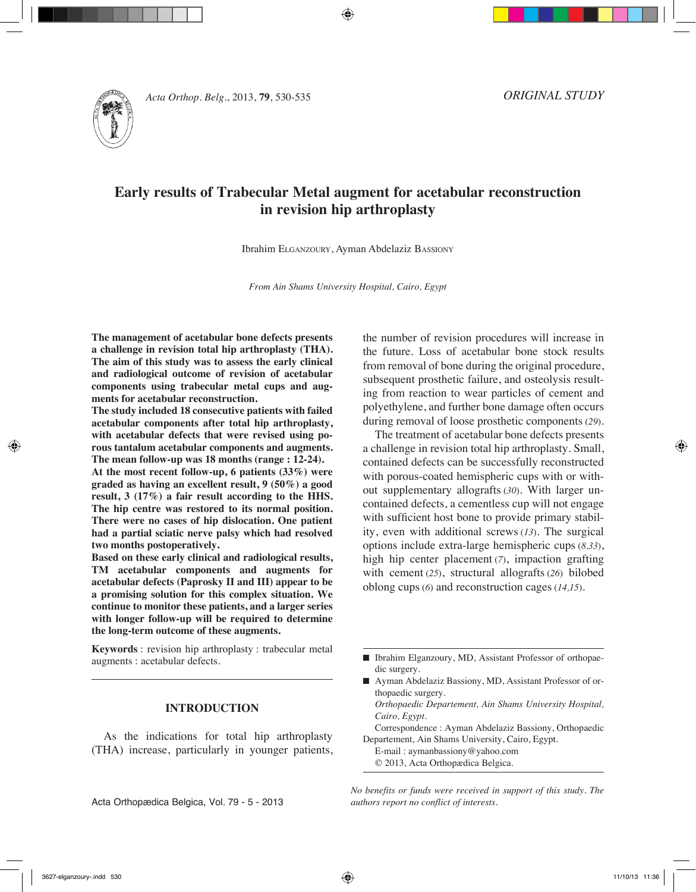*ORIGINAL STUDY*

# Early results of Trabecular Metal augment for acetabular reconstruction in revision hip arthroplasty

Ibrahim ELGANZOURY, Ayman Abdelaziz BASSIONY

*From Ain Shams University Hospital, Cairo, Egypt*

**The management of acetabular bone defects presents a challenge in revision total hip arthroplasty (THA). The aim of this study was to assess the early clinical and radiological outcome of revision of acetabular components using trabecular metal cups and augments for acetabular reconstruction.**

**The study included 18 consecutive patients with failed acetabular components after total hip arthroplasty, with acetabular defects that were revised using porous tantalum acetabular components and augments. The mean follow-up was 18 months (range : 12-24).**

**At the most recent follow-up, 6 patients (33%) were graded as having an excellent result, 9 (50%) a good result, 3 (17%) a fair result according to the HHS. The hip centre was restored to its normal position. There were no cases of hip dislocation. One patient had a partial sciatic nerve palsy which had resolved two months postoperatively.**

**Based on these early clinical and radiological results, TM acetabular components and augments for acetabular defects (Paprosky II and III) appear to be a promising solution for this complex situation. We continue to monitor these patients, and a larger series with longer follow-up will be required to determine the long-term outcome of these augments.**

**Keywords** : revision hip arthroplasty : trabecular metal augments : acetabular defects.

## INTRODUCTION

As the indications for total hip arthroplasty (THA) increase, particularly in younger patients, the number of revision procedures will increase in the future. Loss of acetabular bone stock results from removal of bone during the original procedure, subsequent prosthetic failure, and osteolysis resulting from reaction to wear particles of cement and polyethylene, and further bone damage often occurs during removal of loose prosthetic components (*29*).

The treatment of acetabular bone defects presents a challenge in revision total hip arthroplasty. Small, contained defects can be successfully reconstructed with porous-coated hemispheric cups with or without supplementary allografts (*30*). With larger uncontained defects, a cementless cup will not engage with sufficient host bone to provide primary stability, even with additional screws (*13*). The surgical options include extra-large hemispheric cups (*8,33*), high hip center placement (*7*), impaction grafting with cement (*25*), structural allografts (*26*) bilobed oblong cups (*6*) and reconstruction cages (*14,15*).

---

- Ibrahim Elganzoury, MD, Assistant Professor of orthopaedic surgery.
- Ayman Abdelaziz Bassiony, MD, Assistant Professor of orthopaedic surgery.
  *Orthopaedic Departement, Ain Shams University Hospital, Cairo, Egypt.*
  Correspondence : Ayman Abdelaziz Bassiony, Orthopaedic Departement, Ain Shams University, Cairo, Egypt.
  E-mail : aymanbassiony@yahoo.com
  © 2013, Acta Orthopædica Belgica.

*No benefits or funds were received in support of this study. The authors report no conflict of interests.*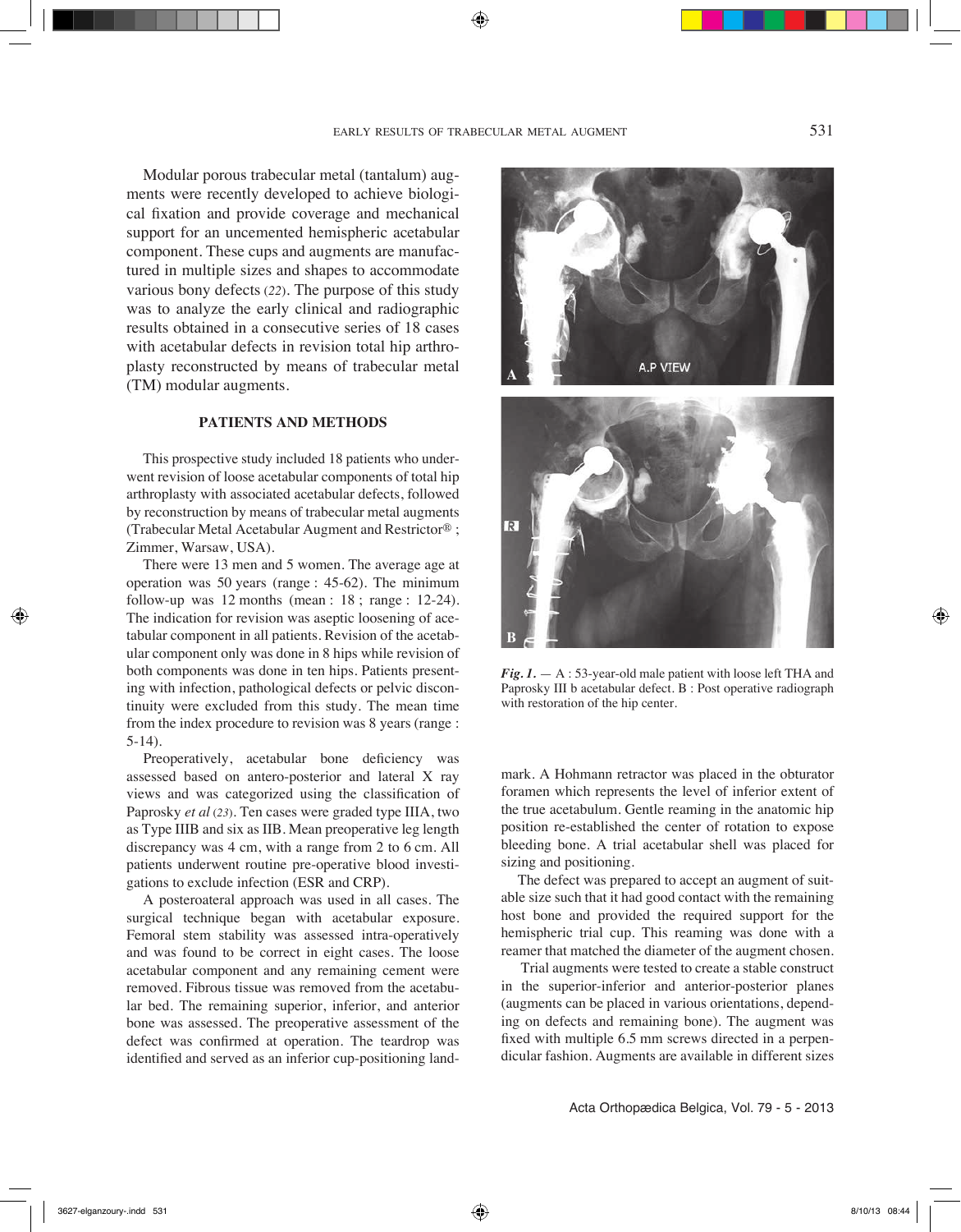Modular porous trabecular metal (tantalum) augments were recently developed to achieve biological fixation and provide coverage and mechanical support for an uncemented hemispheric acetabular component. These cups and augments are manufactured in multiple sizes and shapes to accommodate various bony defects (22). The purpose of this study was to analyze the early clinical and radiographic results obtained in a consecutive series of 18 cases with acetabular defects in revision total hip arthroplasty reconstructed by means of trabecular metal (TM) modular augments.

## PATIENTS AND METHODS

This prospective study included 18 patients who underwent revision of loose acetabular components of total hip arthroplasty with associated acetabular defects, followed by reconstruction by means of trabecular metal augments (Trabecular Metal Acetabular Augment and Restrictor® ; Zimmer, Warsaw, USA).

There were 13 men and 5 women. The average age at operation was 50 years (range : 45-62). The minimum follow-up was 12 months (mean : 18 ; range : 12-24). The indication for revision was aseptic loosening of acetabular component in all patients. Revision of the acetabular component only was done in 8 hips while revision of both components was done in ten hips. Patients presenting with infection, pathological defects or pelvic discontinuity were excluded from this study. The mean time from the index procedure to revision was 8 years (range : 5-14).

Preoperatively, acetabular bone deficiency was assessed based on antero-posterior and lateral X ray views and was categorized using the classification of Paprosky *et al* (23). Ten cases were graded type IIIA, two as Type IIIB and six as IIB. Mean preoperative leg length discrepancy was 4 cm, with a range from 2 to 6 cm. All patients underwent routine pre-operative blood investigations to exclude infection (ESR and CRP).

A posteroateral approach was used in all cases. The surgical technique began with acetabular exposure. Femoral stem stability was assessed intra-operatively and was found to be correct in eight cases. The loose acetabular component and any remaining cement were removed. Fibrous tissue was removed from the acetabular bed. The remaining superior, inferior, and anterior bone was assessed. The preoperative assessment of the defect was confirmed at operation. The teardrop was identified and served as an inferior cup-positioning landmark. A Hohmann retractor was placed in the obturator foramen which represents the level of inferior extent of the true acetabulum. Gentle reaming in the anatomic hip position re-established the center of rotation to expose bleeding bone. A trial acetabular shell was placed for sizing and positioning.

*Fig. 1.* — A : 53-year-old male patient with loose left THA and Paprosky III b acetabular defect. B : Post operative radiograph with restoration of the hip center.

The defect was prepared to accept an augment of suitable size such that it had good contact with the remaining host bone and provided the required support for the hemispheric trial cup. This reaming was done with a reamer that matched the diameter of the augment chosen.

Trial augments were tested to create a stable construct in the superior-inferior and anterior-posterior planes (augments can be placed in various orientations, depending on defects and remaining bone). The augment was fixed with multiple 6.5 mm screws directed in a perpendicular fashion. Augments are available in different sizes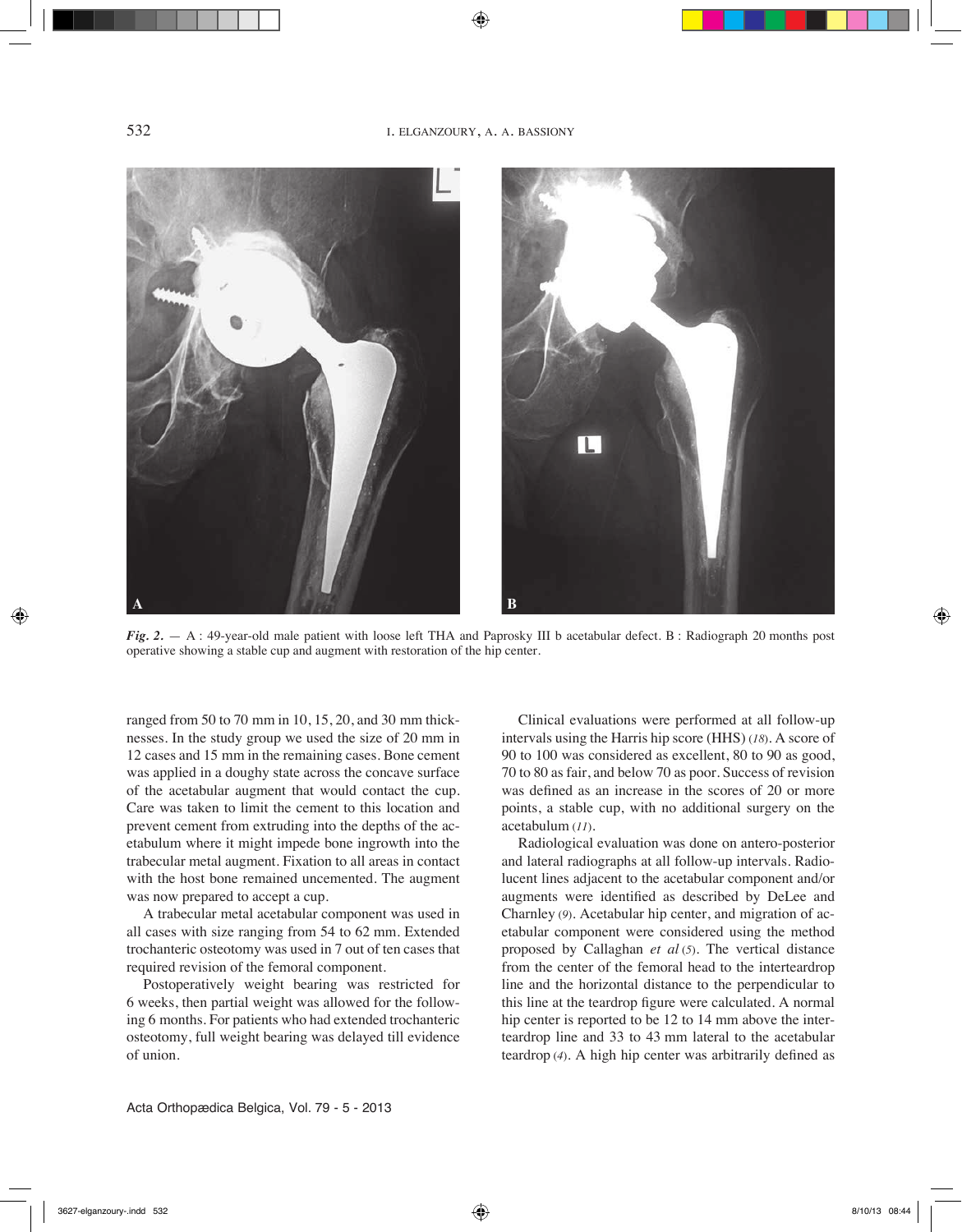*Fig. 2.* — A : 49-year-old male patient with loose left THA and Paprosky III b acetabular defect. B : Radiograph 20 months post operative showing a stable cup and augment with restoration of the hip center.

ranged from 50 to 70 mm in 10, 15, 20, and 30 mm thicknesses. In the study group we used the size of 20 mm in 12 cases and 15 mm in the remaining cases. Bone cement was applied in a doughy state across the concave surface of the acetabular augment that would contact the cup. Care was taken to limit the cement to this location and prevent cement from extruding into the depths of the acetabulum where it might impede bone ingrowth into the trabecular metal augment. Fixation to all areas in contact with the host bone remained uncemented. The augment was now prepared to accept a cup.

A trabecular metal acetabular component was used in all cases with size ranging from 54 to 62 mm. Extended trochanteric osteotomy was used in 7 out of ten cases that required revision of the femoral component.

Postoperatively weight bearing was restricted for 6 weeks, then partial weight was allowed for the following 6 months. For patients who had extended trochanteric osteotomy, full weight bearing was delayed till evidence of union.

Clinical evaluations were performed at all follow-up intervals using the Harris hip score (HHS) (*18*). A score of 90 to 100 was considered as excellent, 80 to 90 as good, 70 to 80 as fair, and below 70 as poor. Success of revision was defined as an increase in the scores of 20 or more points, a stable cup, with no additional surgery on the acetabulum (*11*).

Radiological evaluation was done on antero-posterior and lateral radiographs at all follow-up intervals. Radiolucent lines adjacent to the acetabular component and/or augments were identified as described by DeLee and Charnley (*9*). Acetabular hip center, and migration of acetabular component were considered using the method proposed by Callaghan *et al* (*5*). The vertical distance from the center of the femoral head to the interteardrop line and the horizontal distance to the perpendicular to this line at the teardrop figure were calculated. A normal hip center is reported to be 12 to 14 mm above the interteardrop line and 33 to 43 mm lateral to the acetabular teardrop (*4*). A high hip center was arbitrarily defined as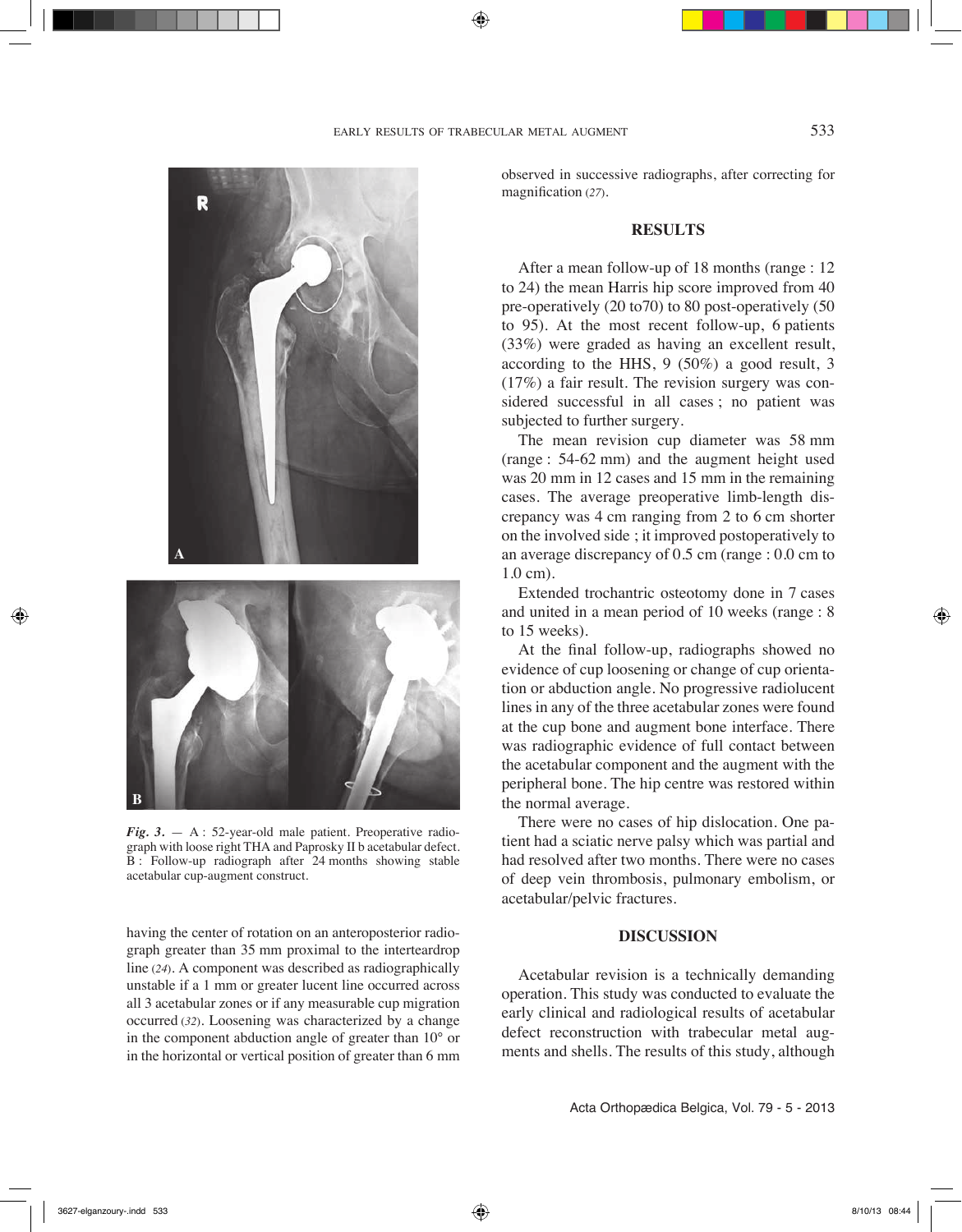*Fig. 3.* — A : 52-year-old male patient. Preoperative radiograph with loose right THA and Paprosky II b acetabular defect. B : Follow-up radiograph after 24 months showing stable acetabular cup-augment construct.

having the center of rotation on an anteroposterior radiograph greater than 35 mm proximal to the interteardrop line (24). A component was described as radiographically unstable if a 1 mm or greater lucent line occurred across all 3 acetabular zones or if any measurable cup migration occurred (32). Loosening was characterized by a change in the component abduction angle of greater than 10° or in the horizontal or vertical position of greater than 6 mm observed in successive radiographs, after correcting for magnification (27).

## RESULTS

After a mean follow-up of 18 months (range : 12 to 24) the mean Harris hip score improved from 40 pre-operatively (20 to70) to 80 post-operatively (50 to 95). At the most recent follow-up, 6 patients (33%) were graded as having an excellent result, according to the HHS, 9 (50%) a good result, 3 (17%) a fair result. The revision surgery was considered successful in all cases ; no patient was subjected to further surgery.

The mean revision cup diameter was 58 mm (range : 54-62 mm) and the augment height used was 20 mm in 12 cases and 15 mm in the remaining cases. The average preoperative limb-length discrepancy was 4 cm ranging from 2 to 6 cm shorter on the involved side ; it improved postoperatively to an average discrepancy of 0.5 cm (range : 0.0 cm to 1.0 cm).

Extended trochantric osteotomy done in 7 cases and united in a mean period of 10 weeks (range : 8 to 15 weeks).

At the final follow-up, radiographs showed no evidence of cup loosening or change of cup orientation or abduction angle. No progressive radiolucent lines in any of the three acetabular zones were found at the cup bone and augment bone interface. There was radiographic evidence of full contact between the acetabular component and the augment with the peripheral bone. The hip centre was restored within the normal average.

There were no cases of hip dislocation. One patient had a sciatic nerve palsy which was partial and had resolved after two months. There were no cases of deep vein thrombosis, pulmonary embolism, or acetabular/pelvic fractures.

## DISCUSSION

Acetabular revision is a technically demanding operation. This study was conducted to evaluate the early clinical and radiological results of acetabular defect reconstruction with trabecular metal augments and shells. The results of this study, although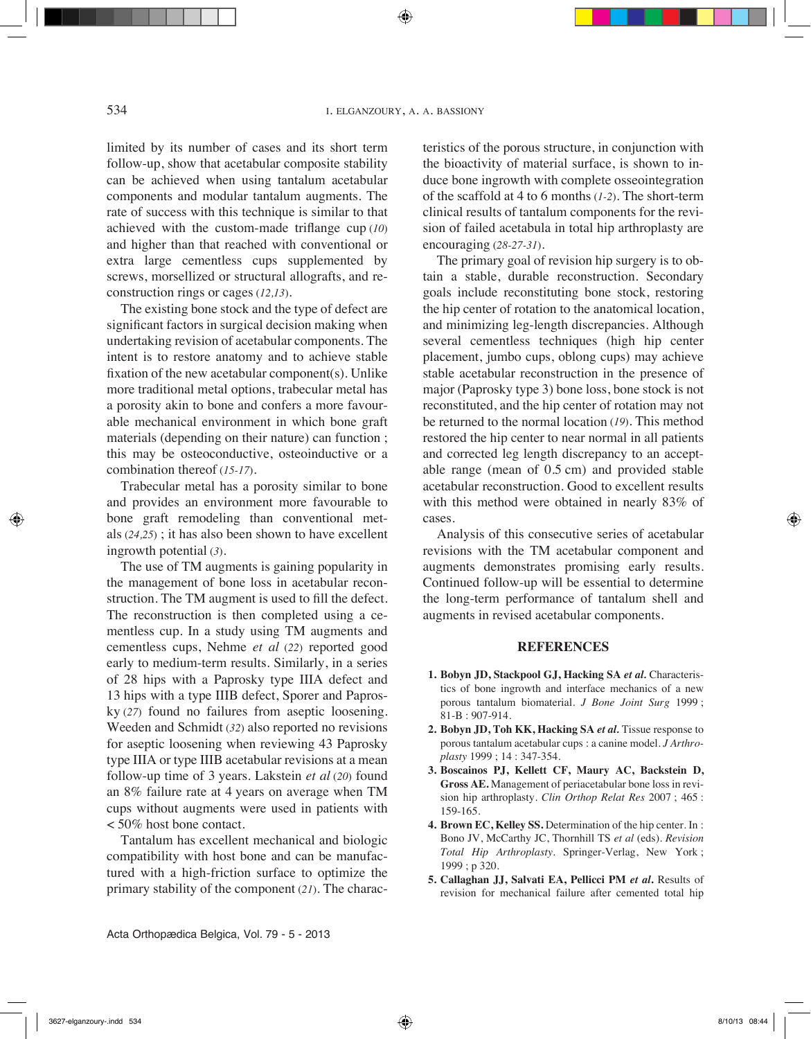limited by its number of cases and its short term follow-up, show that acetabular composite stability can be achieved when using tantalum acetabular components and modular tantalum augments. The rate of success with this technique is similar to that achieved with the custom-made triflange cup (*10*) and higher than that reached with conventional or extra large cementless cups supplemented by screws, morsellized or structural allografts, and reconstruction rings or cages (*12,13*).

The existing bone stock and the type of defect are significant factors in surgical decision making when undertaking revision of acetabular components. The intent is to restore anatomy and to achieve stable fixation of the new acetabular component(s). Unlike more traditional metal options, trabecular metal has a porosity akin to bone and confers a more favourable mechanical environment in which bone graft materials (depending on their nature) can function ; this may be osteoconductive, osteoinductive or a combination thereof (*15-17*).

Trabecular metal has a porosity similar to bone and provides an environment more favourable to bone graft remodeling than conventional metals (*24,25*) ; it has also been shown to have excellent ingrowth potential (*3*).

The use of TM augments is gaining popularity in the management of bone loss in acetabular reconstruction. The TM augment is used to fill the defect. The reconstruction is then completed using a cementless cup. In a study using TM augments and cementless cups, Nehme *et al* (*22*) reported good early to medium-term results. Similarly, in a series of 28 hips with a Paprosky type IIIA defect and 13 hips with a type IIIB defect, Sporer and Paprosky (*27*) found no failures from aseptic loosening. Weeden and Schmidt (*32*) also reported no revisions for aseptic loosening when reviewing 43 Paprosky type IIIA or type IIIB acetabular revisions at a mean follow-up time of 3 years. Lakstein *et al* (*20*) found an 8% failure rate at 4 years on average when TM cups without augments were used in patients with < 50% host bone contact.

Tantalum has excellent mechanical and biologic compatibility with host bone and can be manufactured with a high-friction surface to optimize the primary stability of the component (*21*). The characteristics of the porous structure, in conjunction with the bioactivity of material surface, is shown to induce bone ingrowth with complete osseointegration of the scaffold at 4 to 6 months (*1-2*). The short-term clinical results of tantalum components for the revision of failed acetabula in total hip arthroplasty are encouraging (*28-27-31*).

The primary goal of revision hip surgery is to obtain a stable, durable reconstruction. Secondary goals include reconstituting bone stock, restoring the hip center of rotation to the anatomical location, and minimizing leg-length discrepancies. Although several cementless techniques (high hip center placement, jumbo cups, oblong cups) may achieve stable acetabular reconstruction in the presence of major (Paprosky type 3) bone loss, bone stock is not reconstituted, and the hip center of rotation may not be returned to the normal location (*19*). This method restored the hip center to near normal in all patients and corrected leg length discrepancy to an acceptable range (mean of 0.5 cm) and provided stable acetabular reconstruction. Good to excellent results with this method were obtained in nearly 83% of cases.

Analysis of this consecutive series of acetabular revisions with the TM acetabular component and augments demonstrates promising early results. Continued follow-up will be essential to determine the long-term performance of tantalum shell and augments in revised acetabular components.

## REFERENCES

1. **Bobyn JD, Stackpool GJ, Hacking SA *et al.*** Characteristics of bone ingrowth and interface mechanics of a new porous tantalum biomaterial. *J Bone Joint Surg* 1999 ; 81-B : 907-914.
2. **Bobyn JD, Toh KK, Hacking SA *et al.*** Tissue response to porous tantalum acetabular cups : a canine model. *J Arthroplasty* 1999 ; 14 : 347-354.
3. **Boscainos PJ, Kellett CF, Maury AC, Backstein D, Gross AE.** Management of periacetabular bone loss in revision hip arthroplasty. *Clin Orthop Relat Res* 2007 ; 465 : 159-165.
4. **Brown EC, Kelley SS.** Determination of the hip center. In : Bono JV, McCarthy JC, Thornhill TS *et al* (eds). *Revision Total Hip Arthroplasty*. Springer-Verlag, New York ; 1999 ; p 320.
5. **Callaghan JJ, Salvati EA, Pellicci PM *et al.*** Results of revision for mechanical failure after cemented total hip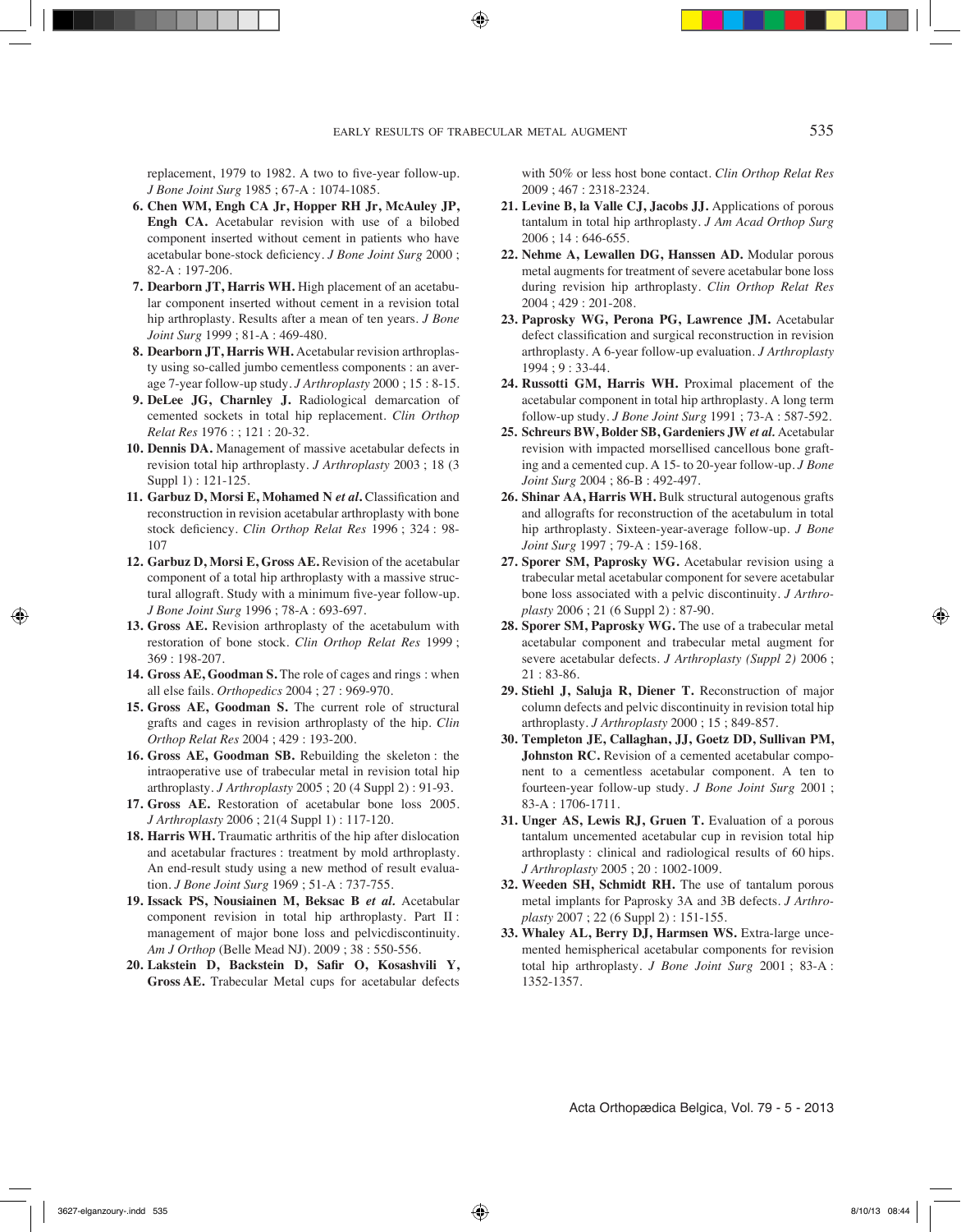replacement, 1979 to 1982. A two to five-year follow-up. *J Bone Joint Surg* 1985 ; 67-A : 1074-1085.

6. **Chen WM, Engh CA Jr, Hopper RH Jr, McAuley JP, Engh CA.** Acetabular revision with use of a bilobed component inserted without cement in patients who have acetabular bone-stock deficiency. *J Bone Joint Surg* 2000 ; 82-A : 197-206.
7. **Dearborn JT, Harris WH.** High placement of an acetabular component inserted without cement in a revision total hip arthroplasty. Results after a mean of ten years. *J Bone Joint Surg* 1999 ; 81-A : 469-480.
8. **Dearborn JT, Harris WH.** Acetabular revision arthroplasty using so-called jumbo cementless components : an average 7-year follow-up study. *J Arthroplasty* 2000 ; 15 : 8-15.
9. **DeLee JG, Charnley J.** Radiological demarcation of cemented sockets in total hip replacement. *Clin Orthop Relat Res* 1976 : ; 121 : 20-32.
10. **Dennis DA.** Management of massive acetabular defects in revision total hip arthroplasty. *J Arthroplasty* 2003 ; 18 (3 Suppl 1) : 121-125.
11. **Garbuz D, Morsi E, Mohamed N *et al.*** Classification and reconstruction in revision acetabular arthroplasty with bone stock deficiency. *Clin Orthop Relat Res* 1996 ; 324 : 98-107
12. **Garbuz D, Morsi E, Gross AE.** Revision of the acetabular component of a total hip arthroplasty with a massive structural allograft. Study with a minimum five-year follow-up. *J Bone Joint Surg* 1996 ; 78-A : 693-697.
13. **Gross AE.** Revision arthroplasty of the acetabulum with restoration of bone stock. *Clin Orthop Relat Res* 1999 ; 369 : 198-207.
14. **Gross AE, Goodman S.** The role of cages and rings : when all else fails. *Orthopedics* 2004 ; 27 : 969-970.
15. **Gross AE, Goodman S.** The current role of structural grafts and cages in revision arthroplasty of the hip. *Clin Orthop Relat Res* 2004 ; 429 : 193-200.
16. **Gross AE, Goodman SB.** Rebuilding the skeleton : the intraoperative use of trabecular metal in revision total hip arthroplasty. *J Arthroplasty* 2005 ; 20 (4 Suppl 2) : 91-93.
17. **Gross AE.** Restoration of acetabular bone loss 2005. *J Arthroplasty* 2006 ; 21(4 Suppl 1) : 117-120.
18. **Harris WH.** Traumatic arthritis of the hip after dislocation and acetabular fractures : treatment by mold arthroplasty. An end-result study using a new method of result evaluation. *J Bone Joint Surg* 1969 ; 51-A : 737-755.
19. **Issack PS, Nousiainen M, Beksac B *et al.*** Acetabular component revision in total hip arthroplasty. Part II : management of major bone loss and pelvicdiscontinuity. *Am J Orthop* (Belle Mead NJ). 2009 ; 38 : 550-556.
20. **Lakstein D, Backstein D, Safir O, Kosashvili Y, Gross AE.** Trabecular Metal cups for acetabular defects with 50% or less host bone contact. *Clin Orthop Relat Res* 2009 ; 467 : 2318-2324.
21. **Levine B, la Valle CJ, Jacobs JJ.** Applications of porous tantalum in total hip arthroplasty. *J Am Acad Orthop Surg* 2006 ; 14 : 646-655.
22. **Nehme A, Lewallen DG, Hanssen AD.** Modular porous metal augments for treatment of severe acetabular bone loss during revision hip arthroplasty. *Clin Orthop Relat Res* 2004 ; 429 : 201-208.
23. **Paprosky WG, Perona PG, Lawrence JM.** Acetabular defect classification and surgical reconstruction in revision arthroplasty. A 6-year follow-up evaluation. *J Arthroplasty* 1994 ; 9 : 33-44.
24. **Russotti GM, Harris WH.** Proximal placement of the acetabular component in total hip arthroplasty. A long term follow-up study. *J Bone Joint Surg* 1991 ; 73-A : 587-592.
25. **Schreurs BW, Bolder SB, Gardeniers JW *et al.*** Acetabular revision with impacted morsellised cancellous bone grafting and a cemented cup. A 15- to 20-year follow-up. *J Bone Joint Surg* 2004 ; 86-B : 492-497.
26. **Shinar AA, Harris WH.** Bulk structural autogenous grafts and allografts for reconstruction of the acetabulum in total hip arthroplasty. Sixteen-year-average follow-up. *J Bone Joint Surg* 1997 ; 79-A : 159-168.
27. **Sporer SM, Paprosky WG.** Acetabular revision using a trabecular metal acetabular component for severe acetabular bone loss associated with a pelvic discontinuity. *J Arthroplasty* 2006 ; 21 (6 Suppl 2) : 87-90.
28. **Sporer SM, Paprosky WG.** The use of a trabecular metal acetabular component and trabecular metal augment for severe acetabular defects. *J Arthroplasty (Suppl 2)* 2006 ; 21 : 83-86.
29. **Stiehl J, Saluja R, Diener T.** Reconstruction of major column defects and pelvic discontinuity in revision total hip arthroplasty. *J Arthroplasty* 2000 ; 15 ; 849-857.
30. **Templeton JE, Callaghan, JJ, Goetz DD, Sullivan PM, Johnston RC.** Revision of a cemented acetabular component to a cementless acetabular component. A ten to fourteen-year follow-up study. *J Bone Joint Surg* 2001 ; 83-A : 1706-1711.
31. **Unger AS, Lewis RJ, Gruen T.** Evaluation of a porous tantalum uncemented acetabular cup in revision total hip arthroplasty : clinical and radiological results of 60 hips. *J Arthroplasty* 2005 ; 20 : 1002-1009.
32. **Weeden SH, Schmidt RH.** The use of tantalum porous metal implants for Paprosky 3A and 3B defects. *J Arthroplasty* 2007 ; 22 (6 Suppl 2) : 151-155.
33. **Whaley AL, Berry DJ, Harmsen WS.** Extra-large uncemented hemispherical acetabular components for revision total hip arthroplasty. *J Bone Joint Surg* 2001 ; 83-A : 1352-1357.